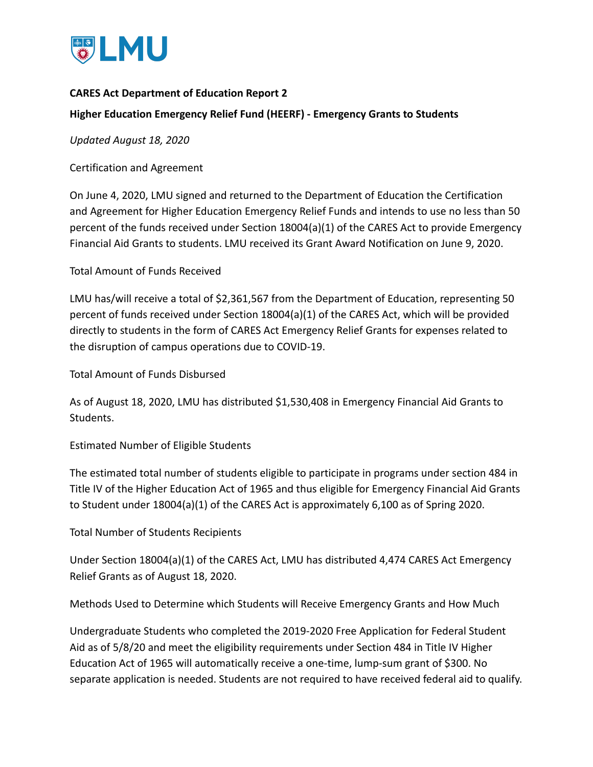**CARES Act Department of Education Report 2**

**Higher Education Emergency Relief Fund (HEERF) - Emergency Grants to Students**

*Updated August 18, 2020*

Certification and Agreement

On June 4, 2020, LMU signed and returned to the Department of Education the Certification and Agreement for Higher Education Emergency Relief Funds and intends to use no less than 50 percent of the funds received under Section 18004(a)(1) of the CARES Act to provide Emergency Financial Aid Grants to students. LMU received its Grant Award Notification on June 9, 2020.

Total Amount of Funds Received

LMU has/will receive a total of $2,361,567 from the Department of Education, representing 50 percent of funds received under Section 18004(a)(1) of the CARES Act, which will be provided directly to students in the form of CARES Act Emergency Relief Grants for expenses related to the disruption of campus operations due to COVID-19.

Total Amount of Funds Disbursed

As of August 18, 2020, LMU has distributed $1,530,408 in Emergency Financial Aid Grants to Students.

Estimated Number of Eligible Students

The estimated total number of students eligible to participate in programs under section 484 in Title IV of the Higher Education Act of 1965 and thus eligible for Emergency Financial Aid Grants to Student under 18004(a)(1) of the CARES Act is approximately 6,100 as of Spring 2020.

Total Number of Students Recipients

Under Section 18004(a)(1) of the CARES Act, LMU has distributed 4,474 CARES Act Emergency Relief Grants as of August 18, 2020.

Methods Used to Determine which Students will Receive Emergency Grants and How Much

Undergraduate Students who completed the 2019-2020 Free Application for Federal Student Aid as of 5/8/20 and meet the eligibility requirements under Section 484 in Title IV Higher Education Act of 1965 will automatically receive a one-time, lump-sum grant of $300. No separate application is needed. Students are not required to have received federal aid to qualify.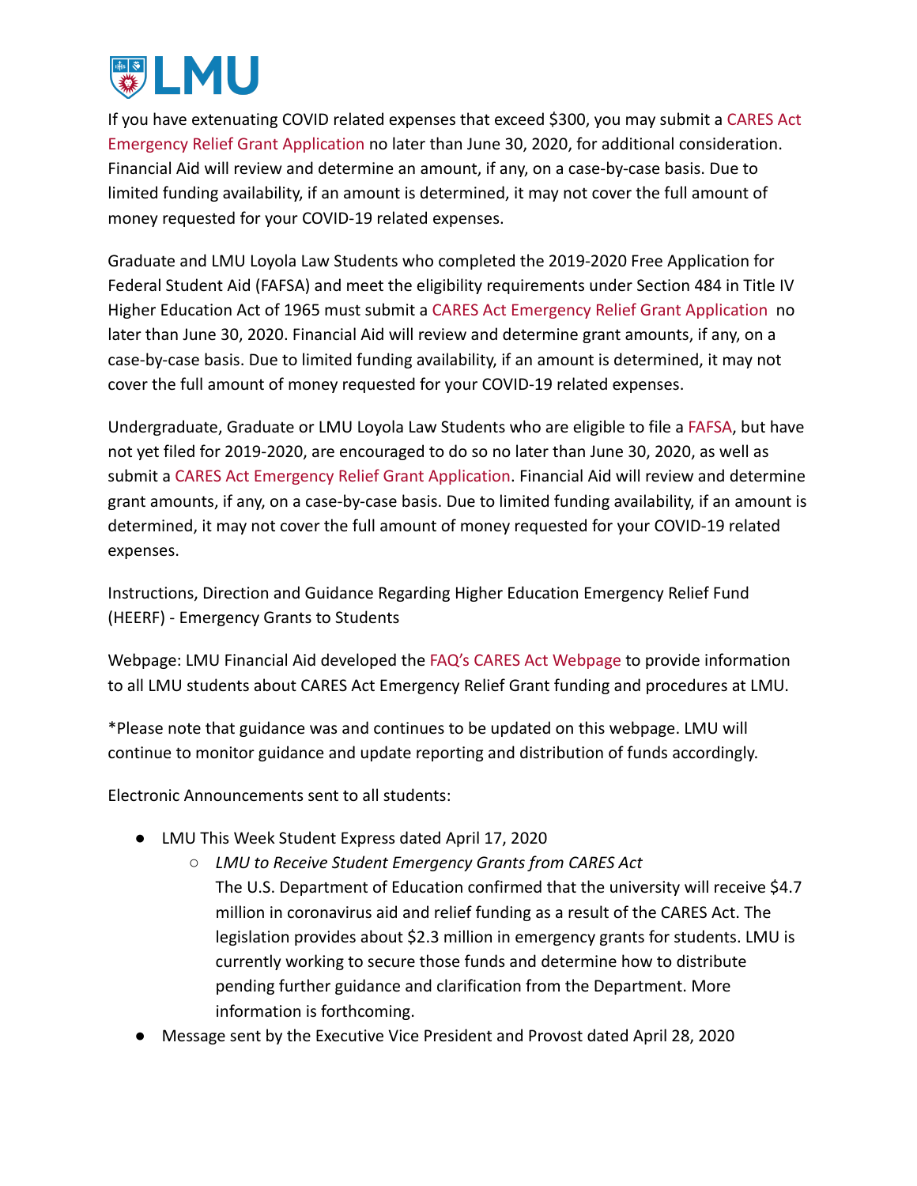If you have extenuating COVID related expenses that exceed $300, you may submit a CARES Act Emergency Relief Grant Application no later than June 30, 2020, for additional consideration. Financial Aid will review and determine an amount, if any, on a case-by-case basis. Due to limited funding availability, if an amount is determined, it may not cover the full amount of money requested for your COVID-19 related expenses.

Graduate and LMU Loyola Law Students who completed the 2019-2020 Free Application for Federal Student Aid (FAFSA) and meet the eligibility requirements under Section 484 in Title IV Higher Education Act of 1965 must submit a CARES Act Emergency Relief Grant Application no later than June 30, 2020. Financial Aid will review and determine grant amounts, if any, on a case-by-case basis. Due to limited funding availability, if an amount is determined, it may not cover the full amount of money requested for your COVID-19 related expenses.

Undergraduate, Graduate or LMU Loyola Law Students who are eligible to file a FAFSA, but have not yet filed for 2019-2020, are encouraged to do so no later than June 30, 2020, as well as submit a CARES Act Emergency Relief Grant Application. Financial Aid will review and determine grant amounts, if any, on a case-by-case basis. Due to limited funding availability, if an amount is determined, it may not cover the full amount of money requested for your COVID-19 related expenses.

Instructions, Direction and Guidance Regarding Higher Education Emergency Relief Fund (HEERF) - Emergency Grants to Students

Webpage: LMU Financial Aid developed the FAQ's CARES Act Webpage to provide information to all LMU students about CARES Act Emergency Relief Grant funding and procedures at LMU.

*Please note that guidance was and continues to be updated on this webpage. LMU will continue to monitor guidance and update reporting and distribution of funds accordingly.

Electronic Announcements sent to all students:

- LMU This Week Student Express dated April 17, 2020
  - *LMU to Receive Student Emergency Grants from CARES Act*
    The U.S. Department of Education confirmed that the university will receive $4.7 million in coronavirus aid and relief funding as a result of the CARES Act. The legislation provides about $2.3 million in emergency grants for students. LMU is currently working to secure those funds and determine how to distribute pending further guidance and clarification from the Department. More information is forthcoming.
- Message sent by the Executive Vice President and Provost dated April 28, 2020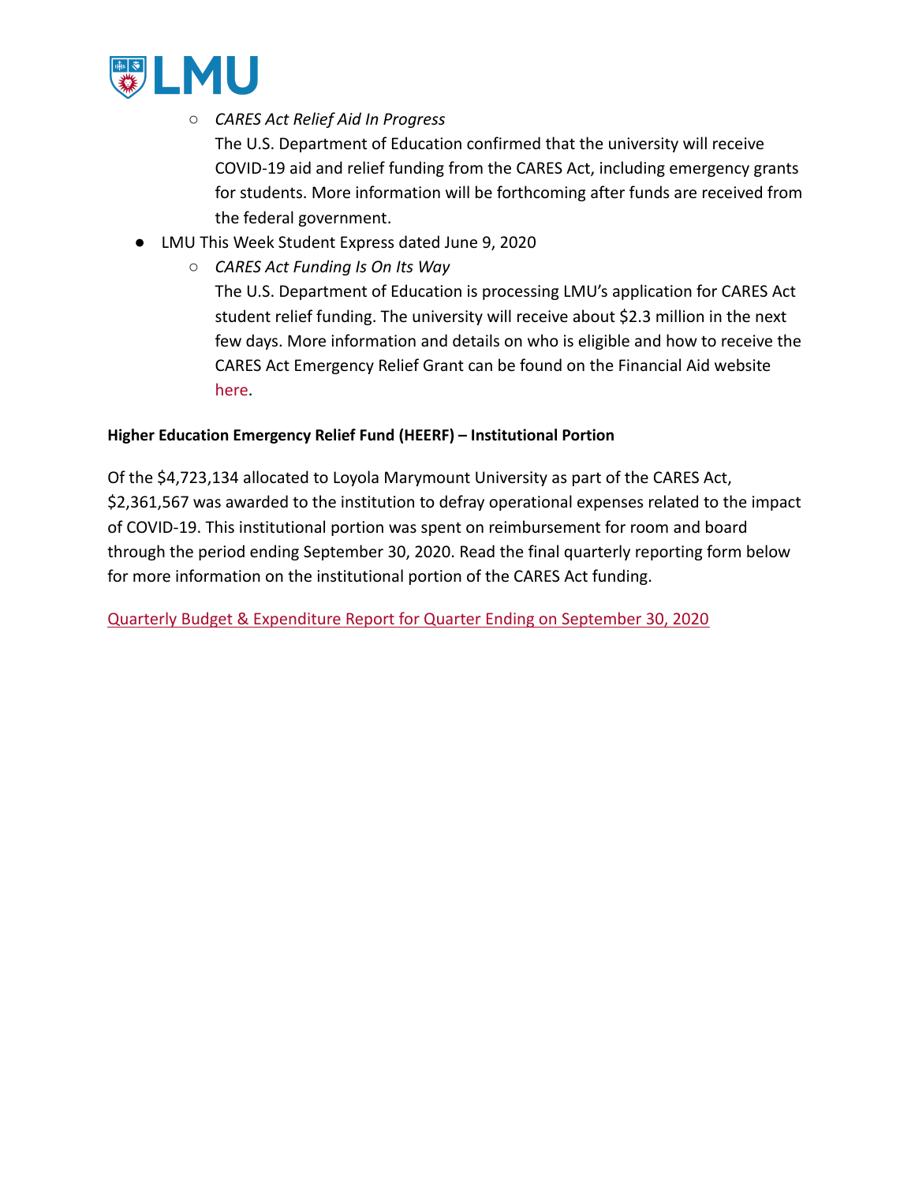- *CARES Act Relief Aid In Progress*
      The U.S. Department of Education confirmed that the university will receive COVID-19 aid and relief funding from the CARES Act, including emergency grants for students. More information will be forthcoming after funds are received from the federal government.
- LMU This Week Student Express dated June 9, 2020
    - *CARES Act Funding Is On Its Way*
      The U.S. Department of Education is processing LMU's application for CARES Act student relief funding. The university will receive about $2.3 million in the next few days. More information and details on who is eligible and how to receive the CARES Act Emergency Relief Grant can be found on the Financial Aid website here.

**Higher Education Emergency Relief Fund (HEERF) – Institutional Portion**

Of the $4,723,134 allocated to Loyola Marymount University as part of the CARES Act, $2,361,567 was awarded to the institution to defray operational expenses related to the impact of COVID-19. This institutional portion was spent on reimbursement for room and board through the period ending September 30, 2020. Read the final quarterly reporting form below for more information on the institutional portion of the CARES Act funding.

Quarterly Budget & Expenditure Report for Quarter Ending on September 30, 2020